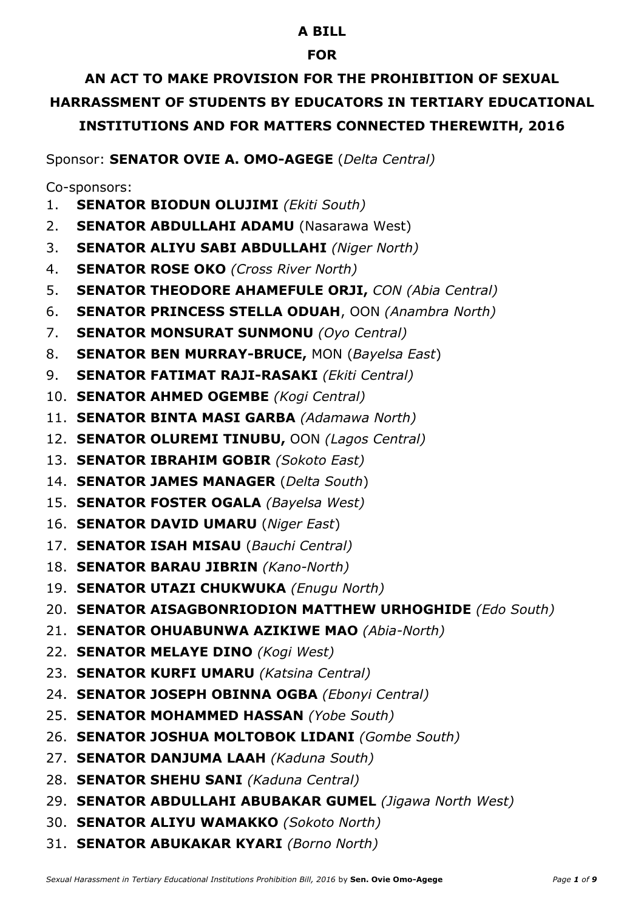**A BILL**

**FOR**

# AN ACT TO MAKE PROVISION FOR THE PROHIBITION OF SEXUAL HARRASSMENT OF STUDENTS BY EDUCATORS IN TERTIARY EDUCATIONAL INSTITUTIONS AND FOR MATTERS CONNECTED THEREWITH, 2016

Sponsor: **SENATOR OVIE A. OMO-AGEGE** (*Delta Central)*

Co-sponsors:

1. **SENATOR BIODUN OLUJIMI** *(Ekiti South)*
2. **SENATOR ABDULLAHI ADAMU** (Nasarawa West)
3. **SENATOR ALIYU SABI ABDULLAHI** *(Niger North)*
4. **SENATOR ROSE OKO** *(Cross River North)*
5. **SENATOR THEODORE AHAMEFULE ORJI,** *CON (Abia Central)*
6. **SENATOR PRINCESS STELLA ODUAH**, OON *(Anambra North)*
7. **SENATOR MONSURAT SUNMONU** *(Oyo Central)*
8. **SENATOR BEN MURRAY-BRUCE,** MON (*Bayelsa East*)
9. **SENATOR FATIMAT RAJI-RASAKI** *(Ekiti Central)*
10. **SENATOR AHMED OGEMBE** *(Kogi Central)*
11. **SENATOR BINTA MASI GARBA** *(Adamawa North)*
12. **SENATOR OLUREMI TINUBU,** OON *(Lagos Central)*
13. **SENATOR IBRAHIM GOBIR** *(Sokoto East)*
14. **SENATOR JAMES MANAGER** (*Delta South*)
15. **SENATOR FOSTER OGALA** *(Bayelsa West)*
16. **SENATOR DAVID UMARU** (*Niger East*)
17. **SENATOR ISAH MISAU** (*Bauchi Central)*
18. **SENATOR BARAU JIBRIN** *(Kano-North)*
19. **SENATOR UTAZI CHUKWUKA** *(Enugu North)*
20. **SENATOR AISAGBONRIODION MATTHEW URHOGHIDE** *(Edo South)*
21. **SENATOR OHUABUNWA AZIKIWE MAO** *(Abia-North)*
22. **SENATOR MELAYE DINO** *(Kogi West)*
23. **SENATOR KURFI UMARU** *(Katsina Central)*
24. **SENATOR JOSEPH OBINNA OGBA** *(Ebonyi Central)*
25. **SENATOR MOHAMMED HASSAN** *(Yobe South)*
26. **SENATOR JOSHUA MOLTOBOK LIDANI** *(Gombe South)*
27. **SENATOR DANJUMA LAAH** *(Kaduna South)*
28. **SENATOR SHEHU SANI** *(Kaduna Central)*
29. **SENATOR ABDULLAHI ABUBAKAR GUMEL** *(Jigawa North West)*
30. **SENATOR ALIYU WAMAKKO** *(Sokoto North)*
31. **SENATOR ABUKAKAR KYARI** *(Borno North)*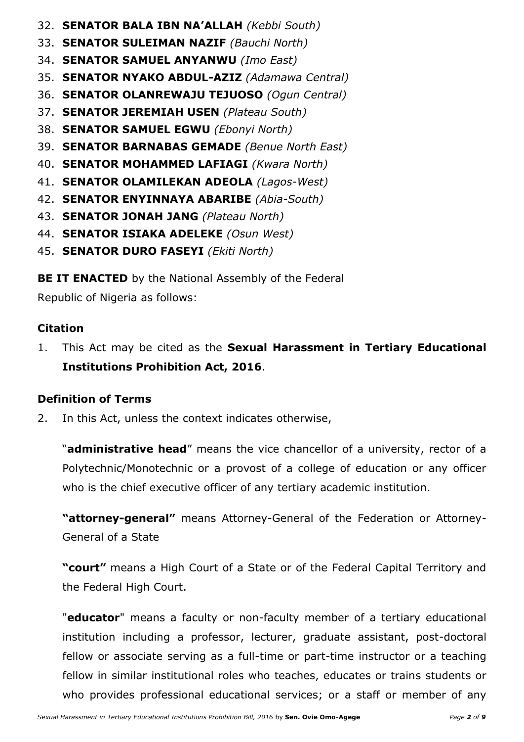32. **SENATOR BALA IBN NA'ALLAH** *(Kebbi South)*
33. **SENATOR SULEIMAN NAZIF** *(Bauchi North)*
34. **SENATOR SAMUEL ANYANWU** *(Imo East)*
35. **SENATOR NYAKO ABDUL-AZIZ** *(Adamawa Central)*
36. **SENATOR OLANREWAJU TEJUOSO** *(Ogun Central)*
37. **SENATOR JEREMIAH USEN** *(Plateau South)*
38. **SENATOR SAMUEL EGWU** *(Ebonyi North)*
39. **SENATOR BARNABAS GEMADE** *(Benue North East)*
40. **SENATOR MOHAMMED LAFIAGI** *(Kwara North)*
41. **SENATOR OLAMILEKAN ADEOLA** *(Lagos-West)*
42. **SENATOR ENYINNAYA ABARIBE** *(Abia-South)*
43. **SENATOR JONAH JANG** *(Plateau North)*
44. **SENATOR ISIAKA ADELEKE** *(Osun West)*
45. **SENATOR DURO FASEYI** *(Ekiti North)*

**BE IT ENACTED** by the National Assembly of the Federal Republic of Nigeria as follows:

### Citation

1. This Act may be cited as the **Sexual Harassment in Tertiary Educational Institutions Prohibition Act, 2016**.

### Definition of Terms

2. In this Act, unless the context indicates otherwise,

   "**administrative head**" means the vice chancellor of a university, rector of a Polytechnic/Monotechnic or a provost of a college of education or any officer who is the chief executive officer of any tertiary academic institution.

   **"attorney-general"** means Attorney-General of the Federation or Attorney-General of a State

   **"court"** means a High Court of a State or of the Federal Capital Territory and the Federal High Court.

   "**educator**" means a faculty or non-faculty member of a tertiary educational institution including a professor, lecturer, graduate assistant, post-doctoral fellow or associate serving as a full-time or part-time instructor or a teaching fellow in similar institutional roles who teaches, educates or trains students or who provides professional educational services; or a staff or member of any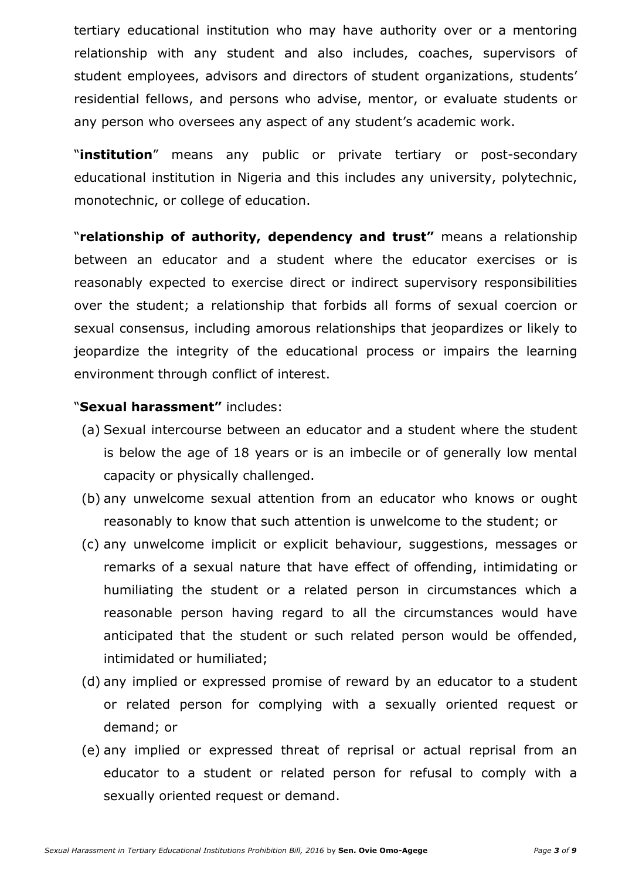tertiary educational institution who may have authority over or a mentoring relationship with any student and also includes, coaches, supervisors of student employees, advisors and directors of student organizations, students' residential fellows, and persons who advise, mentor, or evaluate students or any person who oversees any aspect of any student's academic work.

"**institution**" means any public or private tertiary or post-secondary educational institution in Nigeria and this includes any university, polytechnic, monotechnic, or college of education.

"**relationship of authority, dependency and trust"** means a relationship between an educator and a student where the educator exercises or is reasonably expected to exercise direct or indirect supervisory responsibilities over the student; a relationship that forbids all forms of sexual coercion or sexual consensus, including amorous relationships that jeopardizes or likely to jeopardize the integrity of the educational process or impairs the learning environment through conflict of interest.

"**Sexual harassment"** includes:

(a) Sexual intercourse between an educator and a student where the student is below the age of 18 years or is an imbecile or of generally low mental capacity or physically challenged.

(b) any unwelcome sexual attention from an educator who knows or ought reasonably to know that such attention is unwelcome to the student; or

(c) any unwelcome implicit or explicit behaviour, suggestions, messages or remarks of a sexual nature that have effect of offending, intimidating or humiliating the student or a related person in circumstances which a reasonable person having regard to all the circumstances would have anticipated that the student or such related person would be offended, intimidated or humiliated;

(d) any implied or expressed promise of reward by an educator to a student or related person for complying with a sexually oriented request or demand; or

(e) any implied or expressed threat of reprisal or actual reprisal from an educator to a student or related person for refusal to comply with a sexually oriented request or demand.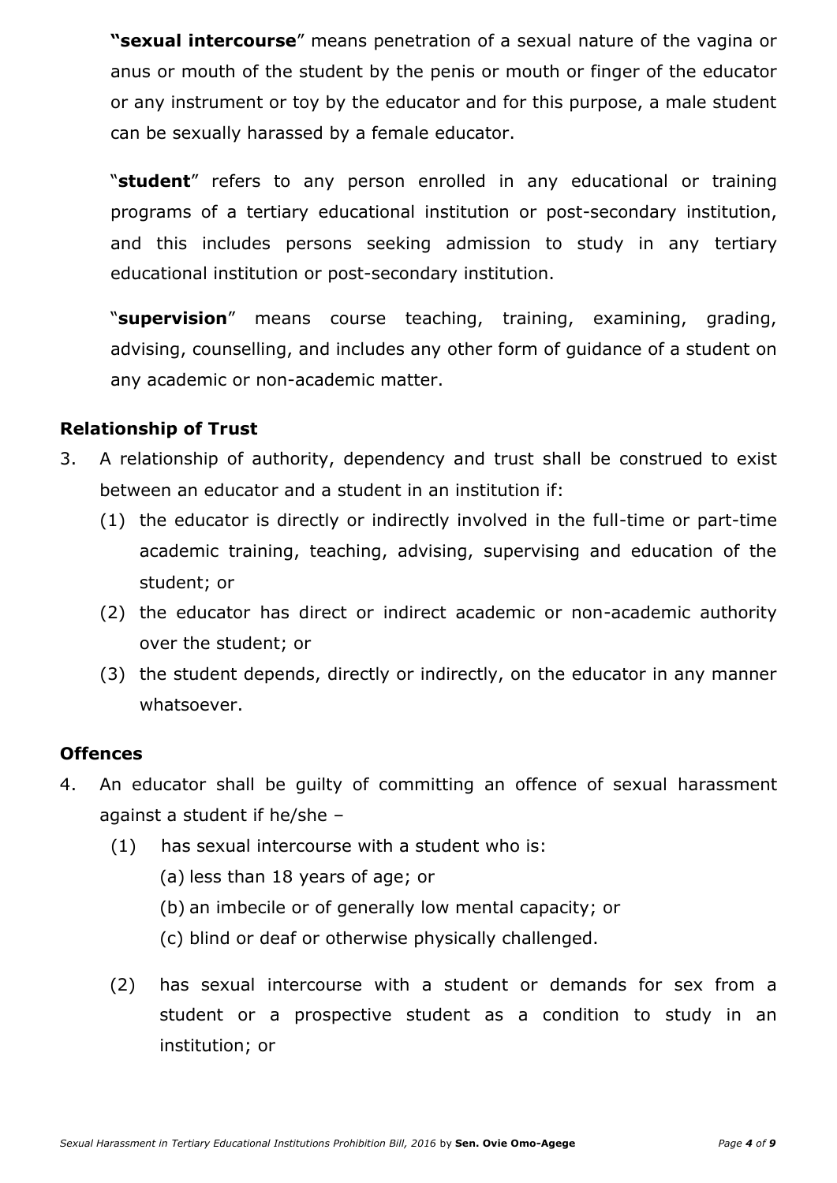**"sexual intercourse**" means penetration of a sexual nature of the vagina or anus or mouth of the student by the penis or mouth or finger of the educator or any instrument or toy by the educator and for this purpose, a male student can be sexually harassed by a female educator.

"**student**" refers to any person enrolled in any educational or training programs of a tertiary educational institution or post-secondary institution, and this includes persons seeking admission to study in any tertiary educational institution or post-secondary institution.

"**supervision**" means course teaching, training, examining, grading, advising, counselling, and includes any other form of guidance of a student on any academic or non-academic matter.

**Relationship of Trust**

3. A relationship of authority, dependency and trust shall be construed to exist between an educator and a student in an institution if:
   (1) the educator is directly or indirectly involved in the full-time or part-time academic training, teaching, advising, supervising and education of the student; or
   (2) the educator has direct or indirect academic or non-academic authority over the student; or
   (3) the student depends, directly or indirectly, on the educator in any manner whatsoever.

**Offences**

4. An educator shall be guilty of committing an offence of sexual harassment against a student if he/she –
   (1) has sexual intercourse with a student who is:
      (a) less than 18 years of age; or
      (b) an imbecile or of generally low mental capacity; or
      (c) blind or deaf or otherwise physically challenged.

   (2) has sexual intercourse with a student or demands for sex from a student or a prospective student as a condition to study in an institution; or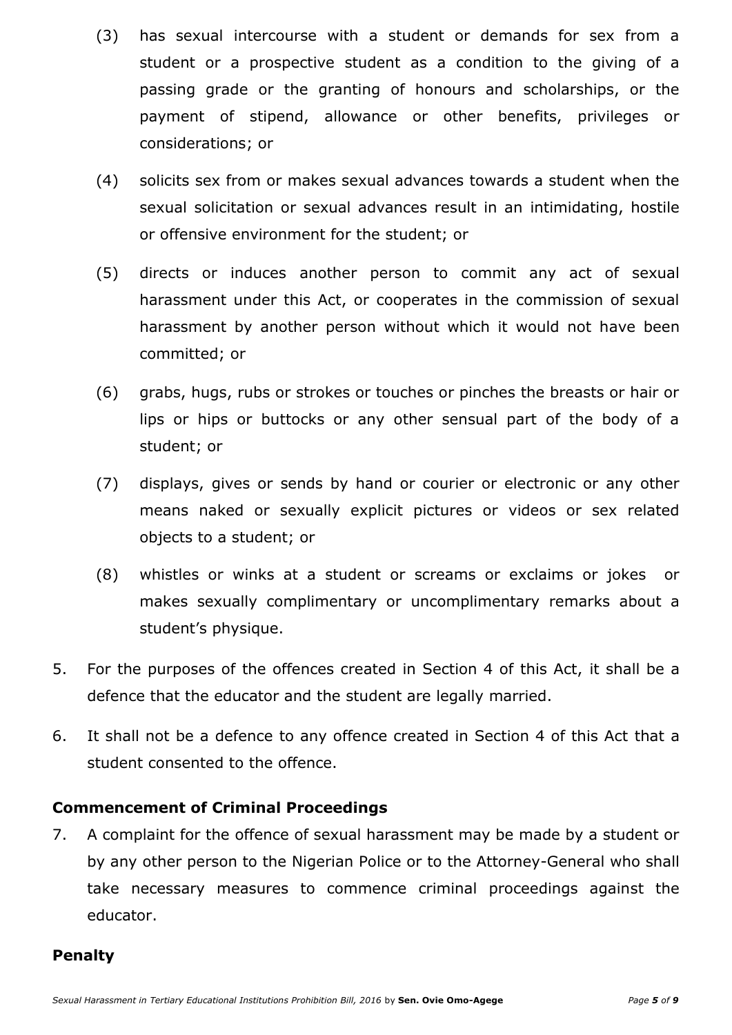(3) has sexual intercourse with a student or demands for sex from a student or a prospective student as a condition to the giving of a passing grade or the granting of honours and scholarships, or the payment of stipend, allowance or other benefits, privileges or considerations; or

(4) solicits sex from or makes sexual advances towards a student when the sexual solicitation or sexual advances result in an intimidating, hostile or offensive environment for the student; or

(5) directs or induces another person to commit any act of sexual harassment under this Act, or cooperates in the commission of sexual harassment by another person without which it would not have been committed; or

(6) grabs, hugs, rubs or strokes or touches or pinches the breasts or hair or lips or hips or buttocks or any other sensual part of the body of a student; or

(7) displays, gives or sends by hand or courier or electronic or any other means naked or sexually explicit pictures or videos or sex related objects to a student; or

(8) whistles or winks at a student or screams or exclaims or jokes or makes sexually complimentary or uncomplimentary remarks about a student's physique.

5. For the purposes of the offences created in Section 4 of this Act, it shall be a defence that the educator and the student are legally married.

6. It shall not be a defence to any offence created in Section 4 of this Act that a student consented to the offence.

**Commencement of Criminal Proceedings**

7. A complaint for the offence of sexual harassment may be made by a student or by any other person to the Nigerian Police or to the Attorney-General who shall take necessary measures to commence criminal proceedings against the educator.

**Penalty**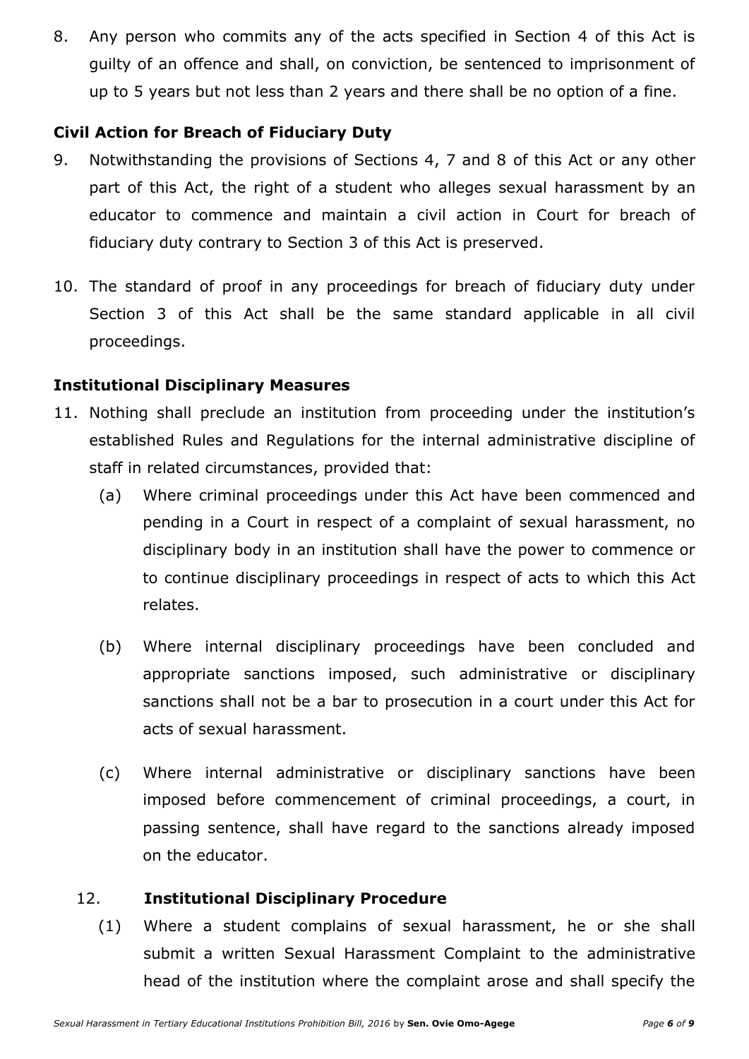8. Any person who commits any of the acts specified in Section 4 of this Act is guilty of an offence and shall, on conviction, be sentenced to imprisonment of up to 5 years but not less than 2 years and there shall be no option of a fine.

**Civil Action for Breach of Fiduciary Duty**

9. Notwithstanding the provisions of Sections 4, 7 and 8 of this Act or any other part of this Act, the right of a student who alleges sexual harassment by an educator to commence and maintain a civil action in Court for breach of fiduciary duty contrary to Section 3 of this Act is preserved.

10. The standard of proof in any proceedings for breach of fiduciary duty under Section 3 of this Act shall be the same standard applicable in all civil proceedings.

**Institutional Disciplinary Measures**

11. Nothing shall preclude an institution from proceeding under the institution's established Rules and Regulations for the internal administrative discipline of staff in related circumstances, provided that:

    (a) Where criminal proceedings under this Act have been commenced and pending in a Court in respect of a complaint of sexual harassment, no disciplinary body in an institution shall have the power to commence or to continue disciplinary proceedings in respect of acts to which this Act relates.

    (b) Where internal disciplinary proceedings have been concluded and appropriate sanctions imposed, such administrative or disciplinary sanctions shall not be a bar to prosecution in a court under this Act for acts of sexual harassment.

    (c) Where internal administrative or disciplinary sanctions have been imposed before commencement of criminal proceedings, a court, in passing sentence, shall have regard to the sanctions already imposed on the educator.

12. **Institutional Disciplinary Procedure**

    (1) Where a student complains of sexual harassment, he or she shall submit a written Sexual Harassment Complaint to the administrative head of the institution where the complaint arose and shall specify the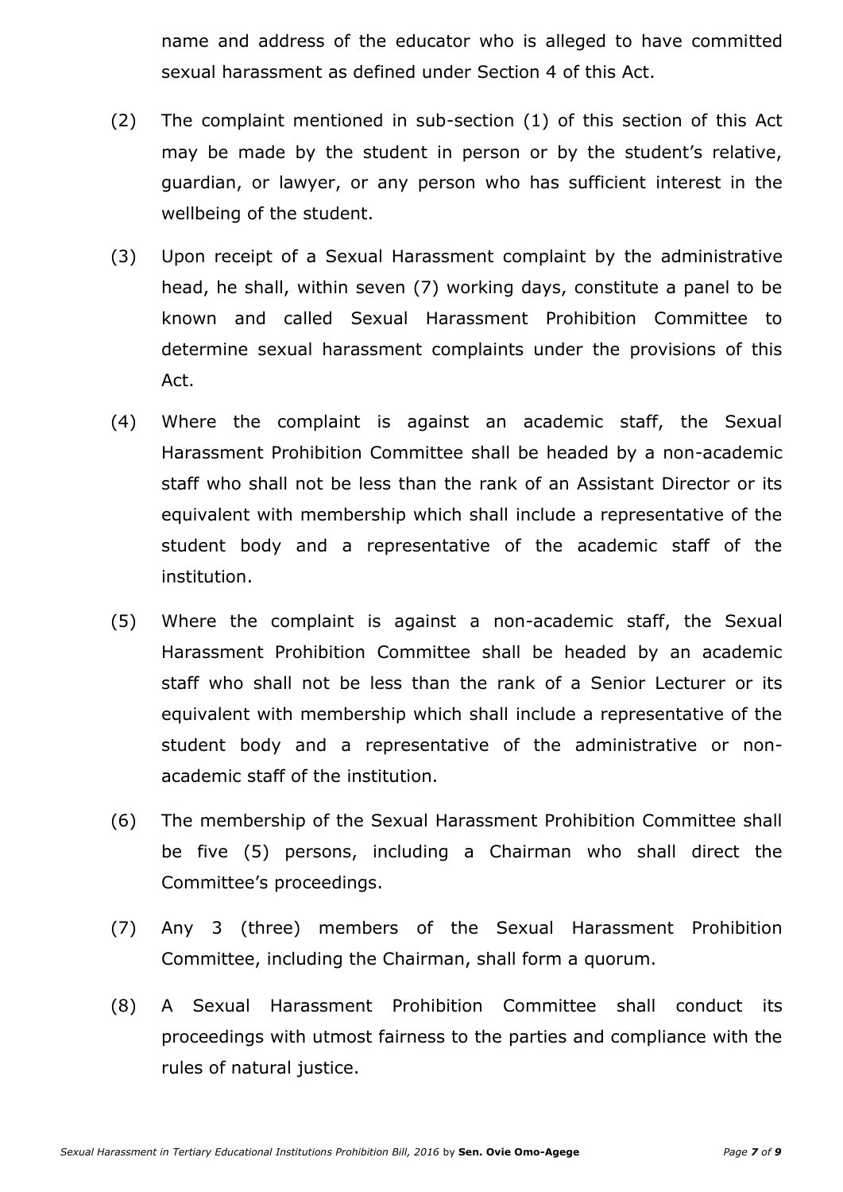name and address of the educator who is alleged to have committed sexual harassment as defined under Section 4 of this Act.

(2) The complaint mentioned in sub-section (1) of this section of this Act may be made by the student in person or by the student's relative, guardian, or lawyer, or any person who has sufficient interest in the wellbeing of the student.

(3) Upon receipt of a Sexual Harassment complaint by the administrative head, he shall, within seven (7) working days, constitute a panel to be known and called Sexual Harassment Prohibition Committee to determine sexual harassment complaints under the provisions of this Act.

(4) Where the complaint is against an academic staff, the Sexual Harassment Prohibition Committee shall be headed by a non-academic staff who shall not be less than the rank of an Assistant Director or its equivalent with membership which shall include a representative of the student body and a representative of the academic staff of the institution.

(5) Where the complaint is against a non-academic staff, the Sexual Harassment Prohibition Committee shall be headed by an academic staff who shall not be less than the rank of a Senior Lecturer or its equivalent with membership which shall include a representative of the student body and a representative of the administrative or non-academic staff of the institution.

(6) The membership of the Sexual Harassment Prohibition Committee shall be five (5) persons, including a Chairman who shall direct the Committee's proceedings.

(7) Any 3 (three) members of the Sexual Harassment Prohibition Committee, including the Chairman, shall form a quorum.

(8) A Sexual Harassment Prohibition Committee shall conduct its proceedings with utmost fairness to the parties and compliance with the rules of natural justice.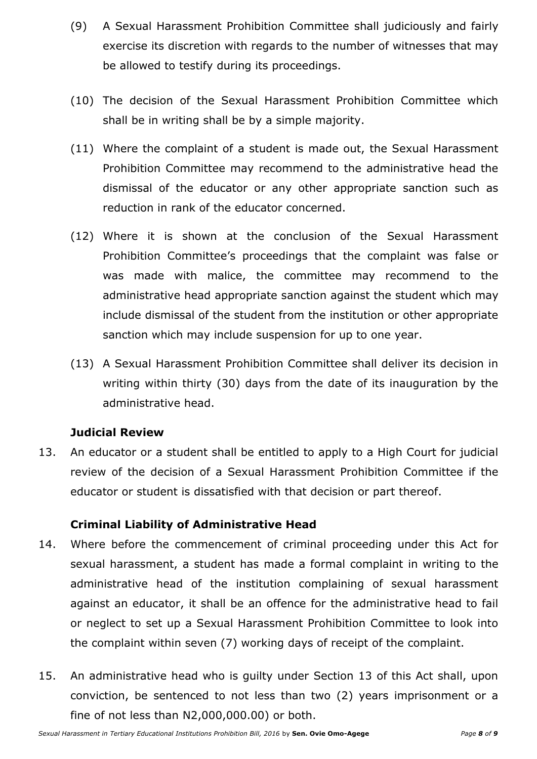(9) A Sexual Harassment Prohibition Committee shall judiciously and fairly exercise its discretion with regards to the number of witnesses that may be allowed to testify during its proceedings.

(10) The decision of the Sexual Harassment Prohibition Committee which shall be in writing shall be by a simple majority.

(11) Where the complaint of a student is made out, the Sexual Harassment Prohibition Committee may recommend to the administrative head the dismissal of the educator or any other appropriate sanction such as reduction in rank of the educator concerned.

(12) Where it is shown at the conclusion of the Sexual Harassment Prohibition Committee's proceedings that the complaint was false or was made with malice, the committee may recommend to the administrative head appropriate sanction against the student which may include dismissal of the student from the institution or other appropriate sanction which may include suspension for up to one year.

(13) A Sexual Harassment Prohibition Committee shall deliver its decision in writing within thirty (30) days from the date of its inauguration by the administrative head.

**Judicial Review**

13. An educator or a student shall be entitled to apply to a High Court for judicial review of the decision of a Sexual Harassment Prohibition Committee if the educator or student is dissatisfied with that decision or part thereof.

**Criminal Liability of Administrative Head**

14. Where before the commencement of criminal proceeding under this Act for sexual harassment, a student has made a formal complaint in writing to the administrative head of the institution complaining of sexual harassment against an educator, it shall be an offence for the administrative head to fail or neglect to set up a Sexual Harassment Prohibition Committee to look into the complaint within seven (7) working days of receipt of the complaint.

15. An administrative head who is guilty under Section 13 of this Act shall, upon conviction, be sentenced to not less than two (2) years imprisonment or a fine of not less than N2,000,000.00) or both.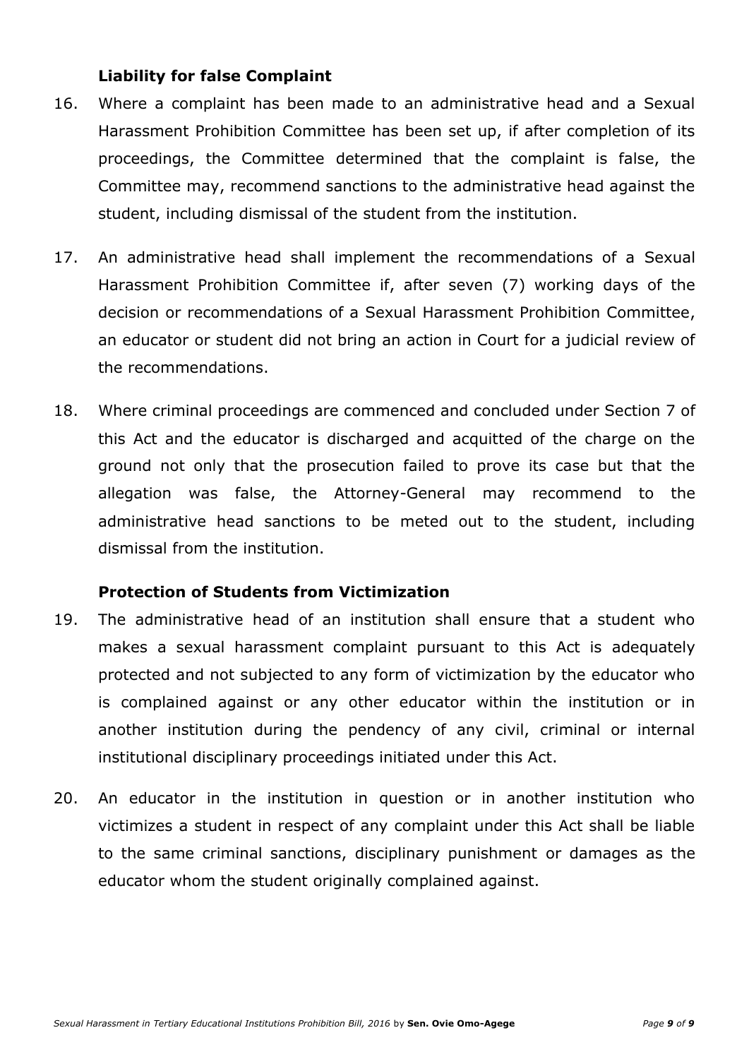### Liability for false Complaint

16. Where a complaint has been made to an administrative head and a Sexual Harassment Prohibition Committee has been set up, if after completion of its proceedings, the Committee determined that the complaint is false, the Committee may, recommend sanctions to the administrative head against the student, including dismissal of the student from the institution.

17. An administrative head shall implement the recommendations of a Sexual Harassment Prohibition Committee if, after seven (7) working days of the decision or recommendations of a Sexual Harassment Prohibition Committee, an educator or student did not bring an action in Court for a judicial review of the recommendations.

18. Where criminal proceedings are commenced and concluded under Section 7 of this Act and the educator is discharged and acquitted of the charge on the ground not only that the prosecution failed to prove its case but that the allegation was false, the Attorney-General may recommend to the administrative head sanctions to be meted out to the student, including dismissal from the institution.

### Protection of Students from Victimization

19. The administrative head of an institution shall ensure that a student who makes a sexual harassment complaint pursuant to this Act is adequately protected and not subjected to any form of victimization by the educator who is complained against or any other educator within the institution or in another institution during the pendency of any civil, criminal or internal institutional disciplinary proceedings initiated under this Act.

20. An educator in the institution in question or in another institution who victimizes a student in respect of any complaint under this Act shall be liable to the same criminal sanctions, disciplinary punishment or damages as the educator whom the student originally complained against.